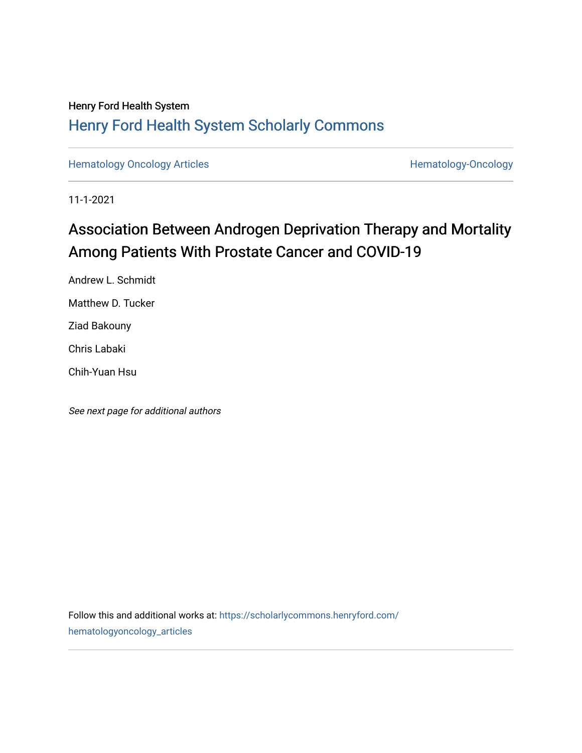Henry Ford Health System

## Henry Ford Health System Scholarly Commons

Hematology Oncology Articles | Hematology-Oncology

11-1-2021

# Association Between Androgen Deprivation Therapy and Mortality Among Patients With Prostate Cancer and COVID-19

Andrew L. Schmidt

Matthew D. Tucker

Ziad Bakouny

Chris Labaki

Chih-Yuan Hsu

*See next page for additional authors*

Follow this and additional works at: https://scholarlycommons.henryford.com/hematologyoncology_articles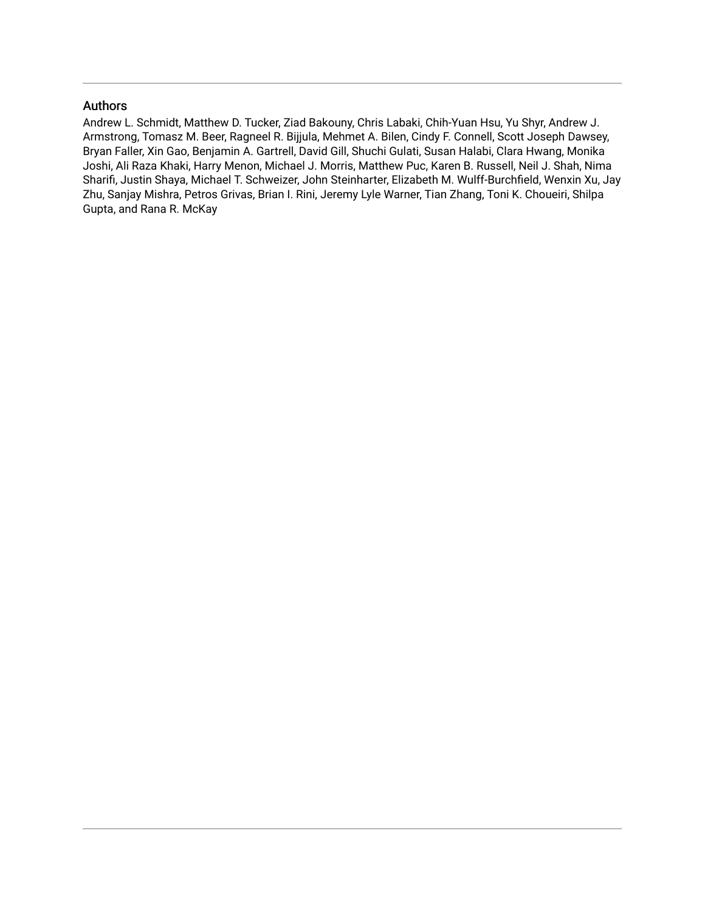## Authors

Andrew L. Schmidt, Matthew D. Tucker, Ziad Bakouny, Chris Labaki, Chih-Yuan Hsu, Yu Shyr, Andrew J. Armstrong, Tomasz M. Beer, Ragneel R. Bijjula, Mehmet A. Bilen, Cindy F. Connell, Scott Joseph Dawsey, Bryan Faller, Xin Gao, Benjamin A. Gartrell, David Gill, Shuchi Gulati, Susan Halabi, Clara Hwang, Monika Joshi, Ali Raza Khaki, Harry Menon, Michael J. Morris, Matthew Puc, Karen B. Russell, Neil J. Shah, Nima Sharifi, Justin Shaya, Michael T. Schweizer, John Steinharter, Elizabeth M. Wulff-Burchfield, Wenxin Xu, Jay Zhu, Sanjay Mishra, Petros Grivas, Brian I. Rini, Jeremy Lyle Warner, Tian Zhang, Toni K. Choueiri, Shilpa Gupta, and Rana R. McKay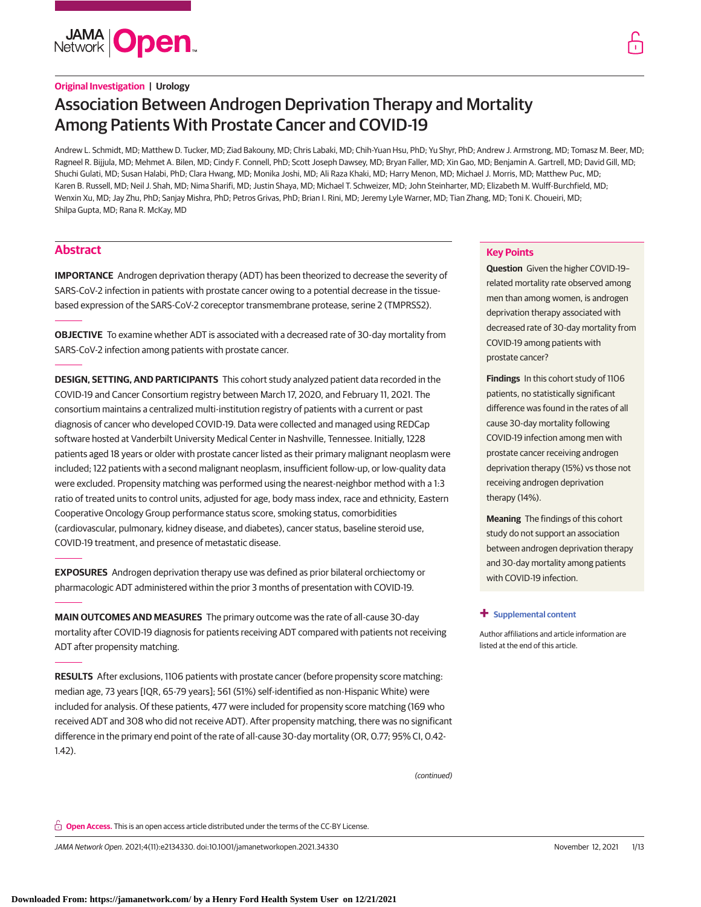Original Investigation | Urology

# Association Between Androgen Deprivation Therapy and Mortality Among Patients With Prostate Cancer and COVID-19

Andrew L. Schmidt, MD; Matthew D. Tucker, MD; Ziad Bakouny, MD; Chris Labaki, MD; Chih-Yuan Hsu, PhD; Yu Shyr, PhD; Andrew J. Armstrong, MD; Tomasz M. Beer, MD; Ragneel R. Bijjula, MD; Mehmet A. Bilen, MD; Cindy F. Connell, PhD; Scott Joseph Dawsey, MD; Bryan Faller, MD; Xin Gao, MD; Benjamin A. Gartrell, MD; David Gill, MD; Shuchi Gulati, MD; Susan Halabi, PhD; Clara Hwang, MD; Monika Joshi, MD; Ali Raza Khaki, MD; Harry Menon, MD; Michael J. Morris, MD; Matthew Puc, MD; Karen B. Russell, MD; Neil J. Shah, MD; Nima Sharifi, MD; Justin Shaya, MD; Michael T. Schweizer, MD; John Steinharter, MD; Elizabeth M. Wulff-Burchfield, MD; Wenxin Xu, MD; Jay Zhu, PhD; Sanjay Mishra, PhD; Petros Grivas, PhD; Brian I. Rini, MD; Jeremy Lyle Warner, MD; Tian Zhang, MD; Toni K. Choueiri, MD; Shilpa Gupta, MD; Rana R. McKay, MD

## Abstract

**IMPORTANCE** Androgen deprivation therapy (ADT) has been theorized to decrease the severity of SARS-CoV-2 infection in patients with prostate cancer owing to a potential decrease in the tissue-based expression of the SARS-CoV-2 coreceptor transmembrane protease, serine 2 (TMPRSS2).

**OBJECTIVE** To examine whether ADT is associated with a decreased rate of 30-day mortality from SARS-CoV-2 infection among patients with prostate cancer.

**DESIGN, SETTING, AND PARTICIPANTS** This cohort study analyzed patient data recorded in the COVID-19 and Cancer Consortium registry between March 17, 2020, and February 11, 2021. The consortium maintains a centralized multi-institution registry of patients with a current or past diagnosis of cancer who developed COVID-19. Data were collected and managed using REDCap software hosted at Vanderbilt University Medical Center in Nashville, Tennessee. Initially, 1228 patients aged 18 years or older with prostate cancer listed as their primary malignant neoplasm were included; 122 patients with a second malignant neoplasm, insufficient follow-up, or low-quality data were excluded. Propensity matching was performed using the nearest-neighbor method with a 1:3 ratio of treated units to control units, adjusted for age, body mass index, race and ethnicity, Eastern Cooperative Oncology Group performance status score, smoking status, comorbidities (cardiovascular, pulmonary, kidney disease, and diabetes), cancer status, baseline steroid use, COVID-19 treatment, and presence of metastatic disease.

**EXPOSURES** Androgen deprivation therapy use was defined as prior bilateral orchiectomy or pharmacologic ADT administered within the prior 3 months of presentation with COVID-19.

**MAIN OUTCOMES AND MEASURES** The primary outcome was the rate of all-cause 30-day mortality after COVID-19 diagnosis for patients receiving ADT compared with patients not receiving ADT after propensity matching.

**RESULTS** After exclusions, 1106 patients with prostate cancer (before propensity score matching: median age, 73 years [IQR, 65-79 years]; 561 (51%) self-identified as non-Hispanic White) were included for analysis. Of these patients, 477 were included for propensity score matching (169 who received ADT and 308 who did not receive ADT). After propensity matching, there was no significant difference in the primary end point of the rate of all-cause 30-day mortality (OR, 0.77; 95% CI, 0.42-1.42).

(continued)

## Key Points

**Question** Given the higher COVID-19–related mortality rate observed among men than among women, is androgen deprivation therapy associated with decreased rate of 30-day mortality from COVID-19 among patients with prostate cancer?

**Findings** In this cohort study of 1106 patients, no statistically significant difference was found in the rates of all cause 30-day mortality following COVID-19 infection among men with prostate cancer receiving androgen deprivation therapy (15%) vs those not receiving androgen deprivation therapy (14%).

**Meaning** The findings of this cohort study do not support an association between androgen deprivation therapy and 30-day mortality among patients with COVID-19 infection.

**+ Supplemental content**

Author affiliations and article information are listed at the end of this article.

**Open Access.** This is an open access article distributed under the terms of the CC-BY License.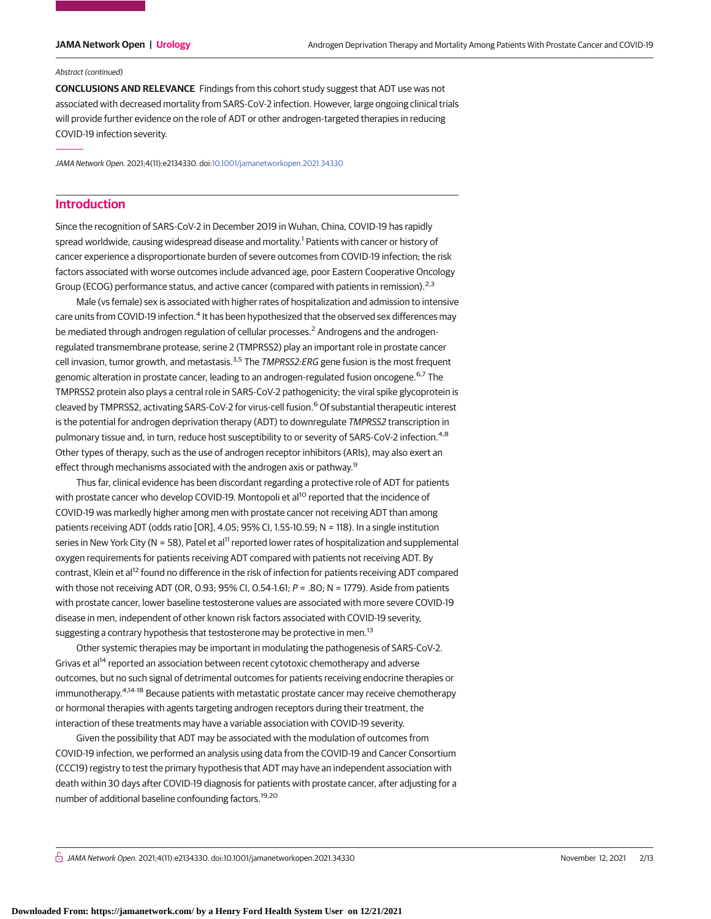Abstract (continued)

**CONCLUSIONS AND RELEVANCE** Findings from this cohort study suggest that ADT use was not associated with decreased mortality from SARS-CoV-2 infection. However, large ongoing clinical trials will provide further evidence on the role of ADT or other androgen-targeted therapies in reducing COVID-19 infection severity.

*JAMA Network Open.* 2021;4(11):e2134330. doi:10.1001/jamanetworkopen.2021.34330

## Introduction

Since the recognition of SARS-CoV-2 in December 2019 in Wuhan, China, COVID-19 has rapidly spread worldwide, causing widespread disease and mortality.[1] Patients with cancer or history of cancer experience a disproportionate burden of severe outcomes from COVID-19 infection; the risk factors associated with worse outcomes include advanced age, poor Eastern Cooperative Oncology Group (ECOG) performance status, and active cancer (compared with patients in remission).[2,3]

Male (vs female) sex is associated with higher rates of hospitalization and admission to intensive care units from COVID-19 infection.[4] It has been hypothesized that the observed sex differences may be mediated through androgen regulation of cellular processes.[2] Androgens and the androgen-regulated transmembrane protease, serine 2 (TMPRSS2) play an important role in prostate cancer cell invasion, tumor growth, and metastasis.[3,5] The *TMPRSS2:ERG* gene fusion is the most frequent genomic alteration in prostate cancer, leading to an androgen-regulated fusion oncogene.[6,7] The TMPRSS2 protein also plays a central role in SARS-CoV-2 pathogenicity; the viral spike glycoprotein is cleaved by TMPRSS2, activating SARS-CoV-2 for virus-cell fusion.[6] Of substantial therapeutic interest is the potential for androgen deprivation therapy (ADT) to downregulate *TMPRSS2* transcription in pulmonary tissue and, in turn, reduce host susceptibility to or severity of SARS-CoV-2 infection.[4,8] Other types of therapy, such as the use of androgen receptor inhibitors (ARIs), may also exert an effect through mechanisms associated with the androgen axis or pathway.[9]

Thus far, clinical evidence has been discordant regarding a protective role of ADT for patients with prostate cancer who develop COVID-19. Montopoli et al[10] reported that the incidence of COVID-19 was markedly higher among men with prostate cancer not receiving ADT than among patients receiving ADT (odds ratio [OR], 4.05; 95% CI, 1.55-10.59; N = 118). In a single institution series in New York City (N = 58), Patel et al[11] reported lower rates of hospitalization and supplemental oxygen requirements for patients receiving ADT compared with patients not receiving ADT. By contrast, Klein et al[12] found no difference in the risk of infection for patients receiving ADT compared with those not receiving ADT (OR, 0.93; 95% CI, 0.54-1.61; *P* = .80; N = 1779). Aside from patients with prostate cancer, lower baseline testosterone values are associated with more severe COVID-19 disease in men, independent of other known risk factors associated with COVID-19 severity, suggesting a contrary hypothesis that testosterone may be protective in men.[13]

Other systemic therapies may be important in modulating the pathogenesis of SARS-CoV-2. Grivas et al[14] reported an association between recent cytotoxic chemotherapy and adverse outcomes, but no such signal of detrimental outcomes for patients receiving endocrine therapies or immunotherapy.[4,14-18] Because patients with metastatic prostate cancer may receive chemotherapy or hormonal therapies with agents targeting androgen receptors during their treatment, the interaction of these treatments may have a variable association with COVID-19 severity.

Given the possibility that ADT may be associated with the modulation of outcomes from COVID-19 infection, we performed an analysis using data from the COVID-19 and Cancer Consortium (CCC19) registry to test the primary hypothesis that ADT may have an independent association with death within 30 days after COVID-19 diagnosis for patients with prostate cancer, after adjusting for a number of additional baseline confounding factors.[19,20]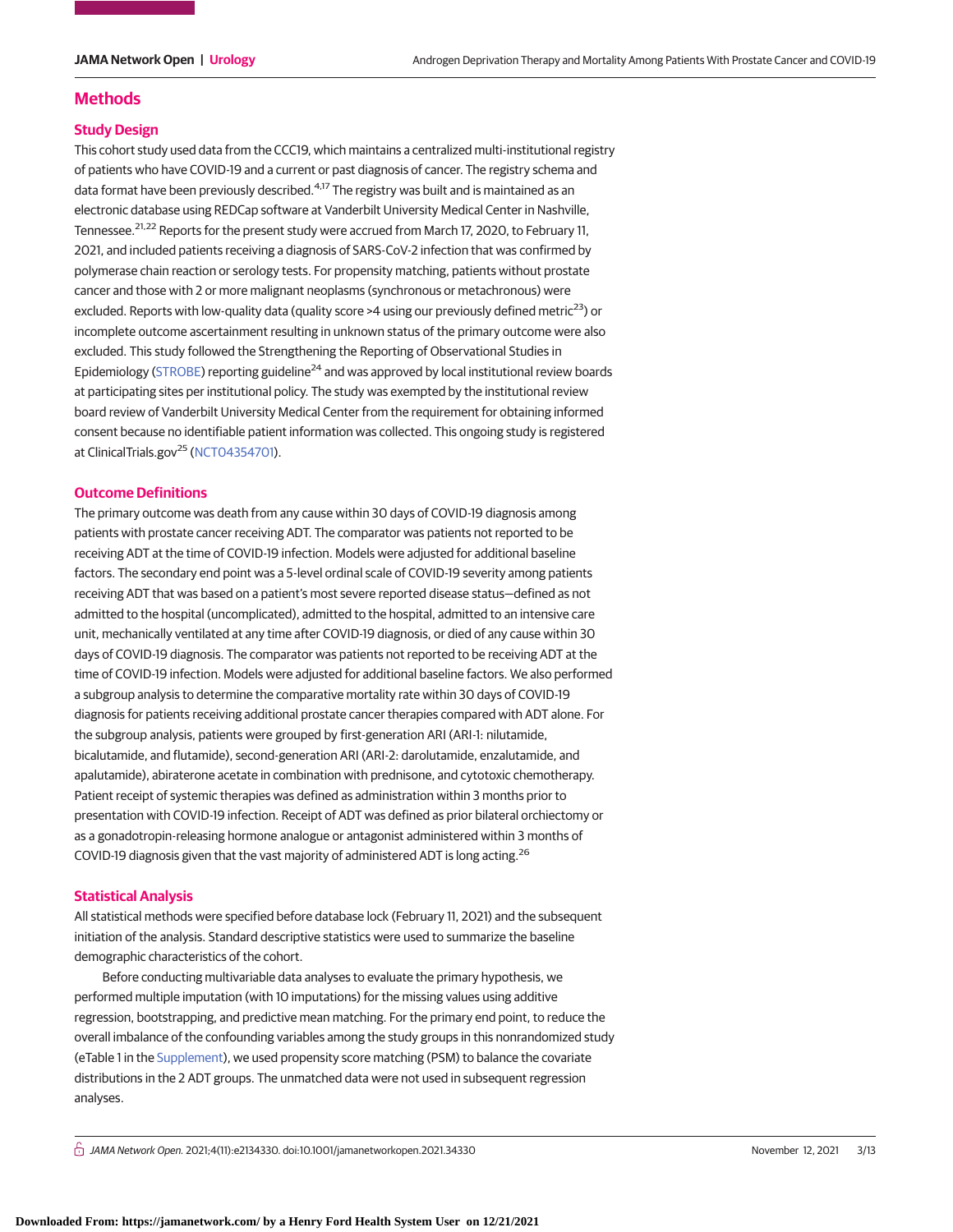## Methods

### Study Design

This cohort study used data from the CCC19, which maintains a centralized multi-institutional registry of patients who have COVID-19 and a current or past diagnosis of cancer. The registry schema and data format have been previously described.[4,17] The registry was built and is maintained as an electronic database using REDCap software at Vanderbilt University Medical Center in Nashville, Tennessee.[21,22] Reports for the present study were accrued from March 17, 2020, to February 11, 2021, and included patients receiving a diagnosis of SARS-CoV-2 infection that was confirmed by polymerase chain reaction or serology tests. For propensity matching, patients without prostate cancer and those with 2 or more malignant neoplasms (synchronous or metachronous) were excluded. Reports with low-quality data (quality score >4 using our previously defined metric[23]) or incomplete outcome ascertainment resulting in unknown status of the primary outcome were also excluded. This study followed the Strengthening the Reporting of Observational Studies in Epidemiology (STROBE) reporting guideline[24] and was approved by local institutional review boards at participating sites per institutional policy. The study was exempted by the institutional review board review of Vanderbilt University Medical Center from the requirement for obtaining informed consent because no identifiable patient information was collected. This ongoing study is registered at ClinicalTrials.gov[25] (NCT04354701).

### Outcome Definitions

The primary outcome was death from any cause within 30 days of COVID-19 diagnosis among patients with prostate cancer receiving ADT. The comparator was patients not reported to be receiving ADT at the time of COVID-19 infection. Models were adjusted for additional baseline factors. The secondary end point was a 5-level ordinal scale of COVID-19 severity among patients receiving ADT that was based on a patient's most severe reported disease status—defined as not admitted to the hospital (uncomplicated), admitted to the hospital, admitted to an intensive care unit, mechanically ventilated at any time after COVID-19 diagnosis, or died of any cause within 30 days of COVID-19 diagnosis. The comparator was patients not reported to be receiving ADT at the time of COVID-19 infection. Models were adjusted for additional baseline factors. We also performed a subgroup analysis to determine the comparative mortality rate within 30 days of COVID-19 diagnosis for patients receiving additional prostate cancer therapies compared with ADT alone. For the subgroup analysis, patients were grouped by first-generation ARI (ARI-1: nilutamide, bicalutamide, and flutamide), second-generation ARI (ARI-2: darolutamide, enzalutamide, and apalutamide), abiraterone acetate in combination with prednisone, and cytotoxic chemotherapy. Patient receipt of systemic therapies was defined as administration within 3 months prior to presentation with COVID-19 infection. Receipt of ADT was defined as prior bilateral orchiectomy or as a gonadotropin-releasing hormone analogue or antagonist administered within 3 months of COVID-19 diagnosis given that the vast majority of administered ADT is long acting.[26]

### Statistical Analysis

All statistical methods were specified before database lock (February 11, 2021) and the subsequent initiation of the analysis. Standard descriptive statistics were used to summarize the baseline demographic characteristics of the cohort.

Before conducting multivariable data analyses to evaluate the primary hypothesis, we performed multiple imputation (with 10 imputations) for the missing values using additive regression, bootstrapping, and predictive mean matching. For the primary end point, to reduce the overall imbalance of the confounding variables among the study groups in this nonrandomized study (eTable 1 in the Supplement), we used propensity score matching (PSM) to balance the covariate distributions in the 2 ADT groups. The unmatched data were not used in subsequent regression analyses.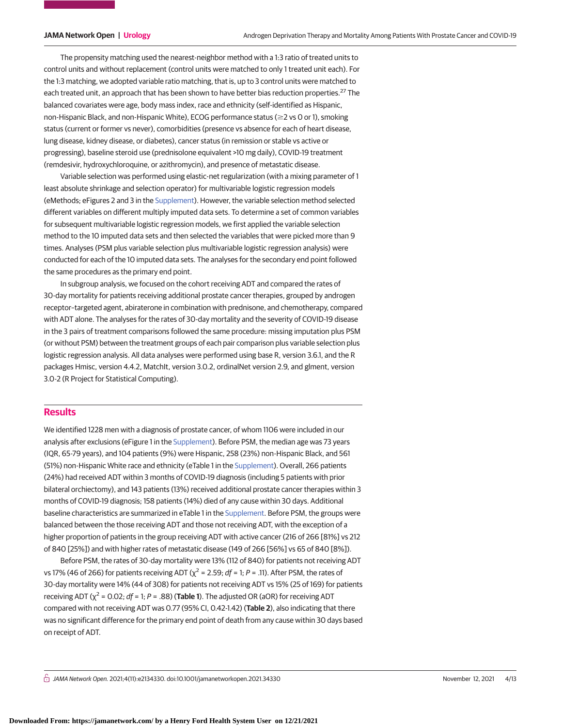The propensity matching used the nearest-neighbor method with a 1:3 ratio of treated units to control units and without replacement (control units were matched to only 1 treated unit each). For the 1:3 matching, we adopted variable ratio matching, that is, up to 3 control units were matched to each treated unit, an approach that has been shown to have better bias reduction properties.[27] The balanced covariates were age, body mass index, race and ethnicity (self-identified as Hispanic, non-Hispanic Black, and non-Hispanic White), ECOG performance status (≥2 vs 0 or 1), smoking status (current or former vs never), comorbidities (presence vs absence for each of heart disease, lung disease, kidney disease, or diabetes), cancer status (in remission or stable vs active or progressing), baseline steroid use (prednisolone equivalent >10 mg daily), COVID-19 treatment (remdesivir, hydroxychloroquine, or azithromycin), and presence of metastatic disease.

Variable selection was performed using elastic-net regularization (with a mixing parameter of 1 least absolute shrinkage and selection operator) for multivariable logistic regression models (eMethods; eFigures 2 and 3 in the Supplement). However, the variable selection method selected different variables on different multiply imputed data sets. To determine a set of common variables for subsequent multivariable logistic regression models, we first applied the variable selection method to the 10 imputed data sets and then selected the variables that were picked more than 9 times. Analyses (PSM plus variable selection plus multivariable logistic regression analysis) were conducted for each of the 10 imputed data sets. The analyses for the secondary end point followed the same procedures as the primary end point.

In subgroup analysis, we focused on the cohort receiving ADT and compared the rates of 30-day mortality for patients receiving additional prostate cancer therapies, grouped by androgen receptor–targeted agent, abiraterone in combination with prednisone, and chemotherapy, compared with ADT alone. The analyses for the rates of 30-day mortality and the severity of COVID-19 disease in the 3 pairs of treatment comparisons followed the same procedure: missing imputation plus PSM (or without PSM) between the treatment groups of each pair comparison plus variable selection plus logistic regression analysis. All data analyses were performed using base R, version 3.6.1, and the R packages Hmisc, version 4.4.2, MatchIt, version 3.0.2, ordinalNet version 2.9, and glment, version 3.0-2 (R Project for Statistical Computing).

## Results

We identified 1228 men with a diagnosis of prostate cancer, of whom 1106 were included in our analysis after exclusions (eFigure 1 in the Supplement). Before PSM, the median age was 73 years (IQR, 65-79 years), and 104 patients (9%) were Hispanic, 258 (23%) non-Hispanic Black, and 561 (51%) non-Hispanic White race and ethnicity (eTable 1 in the Supplement). Overall, 266 patients (24%) had received ADT within 3 months of COVID-19 diagnosis (including 5 patients with prior bilateral orchiectomy), and 143 patients (13%) received additional prostate cancer therapies within 3 months of COVID-19 diagnosis; 158 patients (14%) died of any cause within 30 days. Additional baseline characteristics are summarized in eTable 1 in the Supplement. Before PSM, the groups were balanced between the those receiving ADT and those not receiving ADT, with the exception of a higher proportion of patients in the group receiving ADT with active cancer (216 of 266 [81%] vs 212 of 840 [25%]) and with higher rates of metastatic disease (149 of 266 [56%] vs 65 of 840 [8%]).

Before PSM, the rates of 30-day mortality were 13% (112 of 840) for patients not receiving ADT vs 17% (46 of 266) for patients receiving ADT ($\chi^2$ = 2.59; *df* = 1; *P* = .11). After PSM, the rates of 30-day mortality were 14% (44 of 308) for patients not receiving ADT vs 15% (25 of 169) for patients receiving ADT ($\chi^2$ = 0.02; *df* = 1; *P* = .88) (**Table 1**). The adjusted OR (aOR) for receiving ADT compared with not receiving ADT was 0.77 (95% CI, 0.42-1.42) (**Table 2**), also indicating that there was no significant difference for the primary end point of death from any cause within 30 days based on receipt of ADT.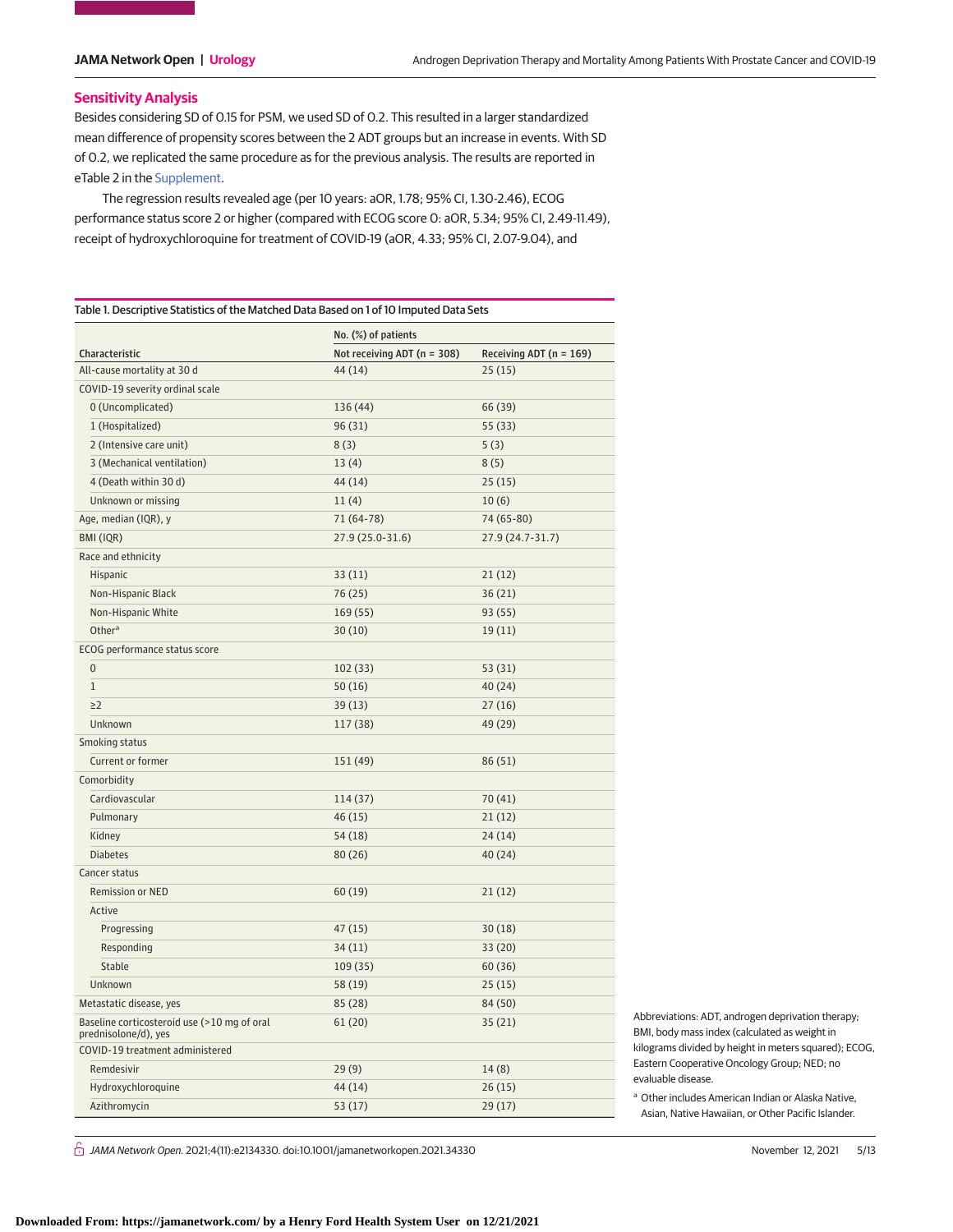## Sensitivity Analysis

Besides considering SD of 0.15 for PSM, we used SD of 0.2. This resulted in a larger standardized mean difference of propensity scores between the 2 ADT groups but an increase in events. With SD of 0.2, we replicated the same procedure as for the previous analysis. The results are reported in eTable 2 in the Supplement.

The regression results revealed age (per 10 years: aOR, 1.78; 95% CI, 1.30-2.46), ECOG performance status score 2 or higher (compared with ECOG score 0: aOR, 5.34; 95% CI, 2.49-11.49), receipt of hydroxychloroquine for treatment of COVID-19 (aOR, 4.33; 95% CI, 2.07-9.04), and

Table 1. Descriptive Statistics of the Matched Data Based on 1 of 10 Imputed Data Sets

| Characteristic | No. (%) of patients | |
|---|---|---|
| | Not receiving ADT (n = 308) | Receiving ADT (n = 169) |
| All-cause mortality at 30 d | 44 (14) | 25 (15) |
| COVID-19 severity ordinal scale | | |
| 0 (Uncomplicated) | 136 (44) | 66 (39) |
| 1 (Hospitalized) | 96 (31) | 55 (33) |
| 2 (Intensive care unit) | 8 (3) | 5 (3) |
| 3 (Mechanical ventilation) | 13 (4) | 8 (5) |
| 4 (Death within 30 d) | 44 (14) | 25 (15) |
| Unknown or missing | 11 (4) | 10 (6) |
| Age, median (IQR), y | 71 (64-78) | 74 (65-80) |
| BMI (IQR) | 27.9 (25.0-31.6) | 27.9 (24.7-31.7) |
| Race and ethnicity | | |
| Hispanic | 33 (11) | 21 (12) |
| Non-Hispanic Black | 76 (25) | 36 (21) |
| Non-Hispanic White | 169 (55) | 93 (55) |
| Other[a] | 30 (10) | 19 (11) |
| ECOG performance status score | | |
| 0 | 102 (33) | 53 (31) |
| 1 | 50 (16) | 40 (24) |
| ≥2 | 39 (13) | 27 (16) |
| Unknown | 117 (38) | 49 (29) |
| Smoking status | | |
| Current or former | 151 (49) | 86 (51) |
| Comorbidity | | |
| Cardiovascular | 114 (37) | 70 (41) |
| Pulmonary | 46 (15) | 21 (12) |
| Kidney | 54 (18) | 24 (14) |
| Diabetes | 80 (26) | 40 (24) |
| Cancer status | | |
| Remission or NED | 60 (19) | 21 (12) |
| Active | | |
| Progressing | 47 (15) | 30 (18) |
| Responding | 34 (11) | 33 (20) |
| Stable | 109 (35) | 60 (36) |
| Unknown | 58 (19) | 25 (15) |
| Metastatic disease, yes | 85 (28) | 84 (50) |
| Baseline corticosteroid use (>10 mg of oral prednisolone/d), yes | 61 (20) | 35 (21) |
| COVID-19 treatment administered | | |
| Remdesivir | 29 (9) | 14 (8) |
| Hydroxychloroquine | 44 (14) | 26 (15) |
| Azithromycin | 53 (17) | 29 (17) |

Abbreviations: ADT, androgen deprivation therapy; BMI, body mass index (calculated as weight in kilograms divided by height in meters squared); ECOG, Eastern Cooperative Oncology Group; NED; no evaluable disease.

[a] Other includes American Indian or Alaska Native, Asian, Native Hawaiian, or Other Pacific Islander.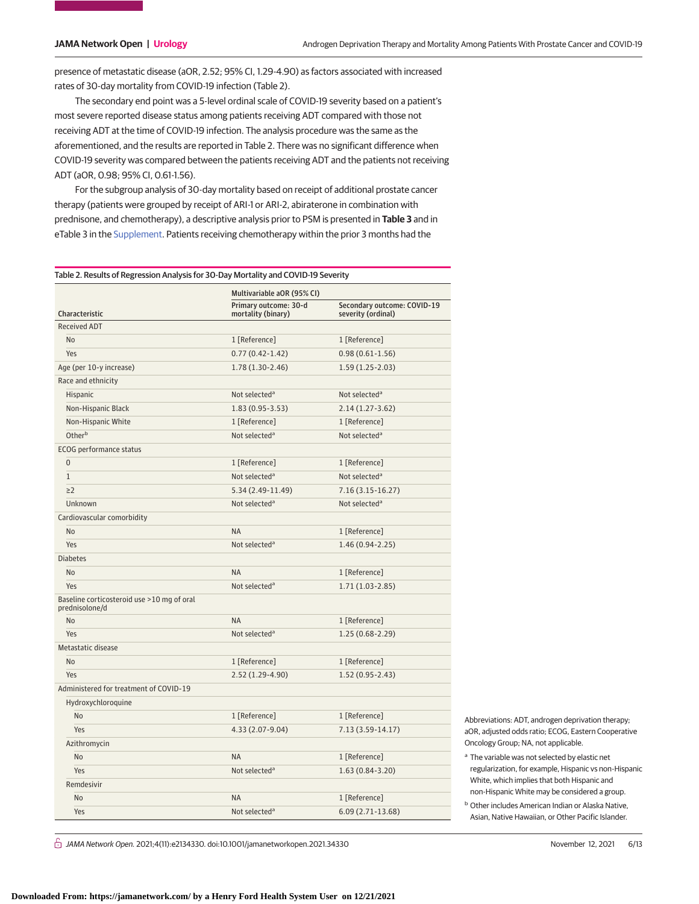presence of metastatic disease (aOR, 2.52; 95% CI, 1.29-4.90) as factors associated with increased rates of 30-day mortality from COVID-19 infection (Table 2).

The secondary end point was a 5-level ordinal scale of COVID-19 severity based on a patient's most severe reported disease status among patients receiving ADT compared with those not receiving ADT at the time of COVID-19 infection. The analysis procedure was the same as the aforementioned, and the results are reported in Table 2. There was no significant difference when COVID-19 severity was compared between the patients receiving ADT and the patients not receiving ADT (aOR, 0.98; 95% CI, 0.61-1.56).

For the subgroup analysis of 30-day mortality based on receipt of additional prostate cancer therapy (patients were grouped by receipt of ARI-1 or ARI-2, abiraterone in combination with prednisone, and chemotherapy), a descriptive analysis prior to PSM is presented in **Table 3** and in eTable 3 in the Supplement. Patients receiving chemotherapy within the prior 3 months had the

Table 2. Results of Regression Analysis for 30-Day Mortality and COVID-19 Severity

| Characteristic | Multivariable aOR (95% CI) | |
|---|---|---|
| | Primary outcome: 30-d mortality (binary) | Secondary outcome: COVID-19 severity (ordinal) |
| Received ADT | | |
| No | 1 [Reference] | 1 [Reference] |
| Yes | 0.77 (0.42-1.42) | 0.98 (0.61-1.56) |
| Age (per 10-y increase) | 1.78 (1.30-2.46) | 1.59 (1.25-2.03) |
| Race and ethnicity | | |
| Hispanic | Not selected[a] | Not selected[a] |
| Non-Hispanic Black | 1.83 (0.95-3.53) | 2.14 (1.27-3.62) |
| Non-Hispanic White | 1 [Reference] | 1 [Reference] |
| Other[b] | Not selected[a] | Not selected[a] |
| ECOG performance status | | |
| 0 | 1 [Reference] | 1 [Reference] |
| 1 | Not selected[a] | Not selected[a] |
| ≥2 | 5.34 (2.49-11.49) | 7.16 (3.15-16.27) |
| Unknown | Not selected[a] | Not selected[a] |
| Cardiovascular comorbidity | | |
| No | NA | 1 [Reference] |
| Yes | Not selected[a] | 1.46 (0.94-2.25) |
| Diabetes | | |
| No | NA | 1 [Reference] |
| Yes | Not selected[a] | 1.71 (1.03-2.85) |
| Baseline corticosteroid use >10 mg of oral prednisolone/d | | |
| No | NA | 1 [Reference] |
| Yes | Not selected[a] | 1.25 (0.68-2.29) |
| Metastatic disease | | |
| No | 1 [Reference] | 1 [Reference] |
| Yes | 2.52 (1.29-4.90) | 1.52 (0.95-2.43) |
| Administered for treatment of COVID-19 | | |
| Hydroxychloroquine | | |
| No | 1 [Reference] | 1 [Reference] |
| Yes | 4.33 (2.07-9.04) | 7.13 (3.59-14.17) |
| Azithromycin | | |
| No | NA | 1 [Reference] |
| Yes | Not selected[a] | 1.63 (0.84-3.20) |
| Remdesivir | | |
| No | NA | 1 [Reference] |
| Yes | Not selected[a] | 6.09 (2.71-13.68) |

Abbreviations: ADT, androgen deprivation therapy; aOR, adjusted odds ratio; ECOG, Eastern Cooperative Oncology Group; NA, not applicable.

[a] The variable was not selected by elastic net regularization, for example, Hispanic vs non-Hispanic White, which implies that both Hispanic and non-Hispanic White may be considered a group.

[b] Other includes American Indian or Alaska Native, Asian, Native Hawaiian, or Other Pacific Islander.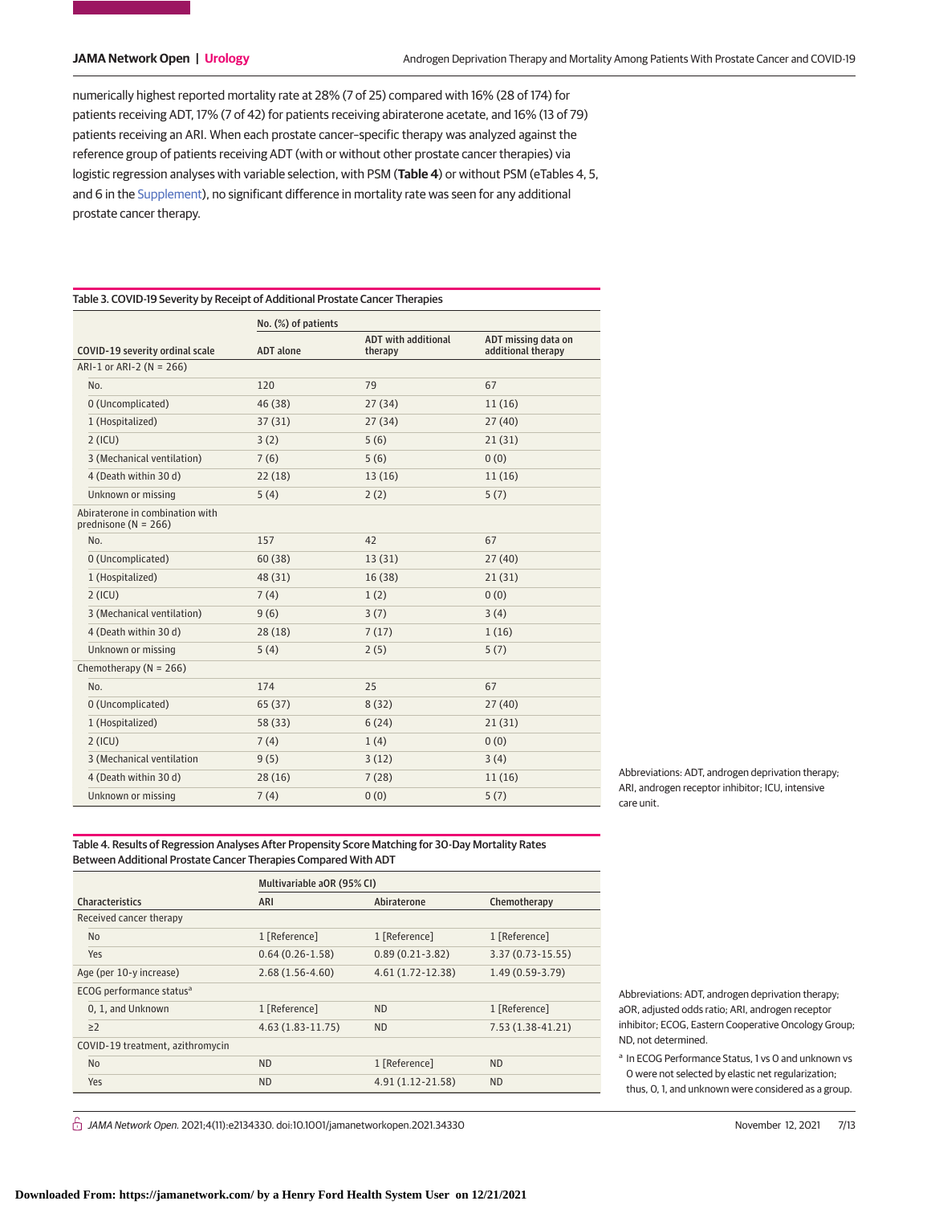numerically highest reported mortality rate at 28% (7 of 25) compared with 16% (28 of 174) for patients receiving ADT, 17% (7 of 42) for patients receiving abiraterone acetate, and 16% (13 of 79) patients receiving an ARI. When each prostate cancer–specific therapy was analyzed against the reference group of patients receiving ADT (with or without other prostate cancer therapies) via logistic regression analyses with variable selection, with PSM (**Table 4**) or without PSM (eTables 4, 5, and 6 in the Supplement), no significant difference in mortality rate was seen for any additional prostate cancer therapy.

Table 3. COVID-19 Severity by Receipt of Additional Prostate Cancer Therapies

| COVID-19 severity ordinal scale | No. (%) of patients | | |
|---|---|---|---|
| | ADT alone | ADT with additional therapy | ADT missing data on additional therapy |
| ARI-1 or ARI-2 (N = 266) | | | |
| No. | 120 | 79 | 67 |
| 0 (Uncomplicated) | 46 (38) | 27 (34) | 11 (16) |
| 1 (Hospitalized) | 37 (31) | 27 (34) | 27 (40) |
| 2 (ICU) | 3 (2) | 5 (6) | 21 (31) |
| 3 (Mechanical ventilation) | 7 (6) | 5 (6) | 0 (0) |
| 4 (Death within 30 d) | 22 (18) | 13 (16) | 11 (16) |
| Unknown or missing | 5 (4) | 2 (2) | 5 (7) |
| Abiraterone in combination with prednisone (N = 266) | | | |
| No. | 157 | 42 | 67 |
| 0 (Uncomplicated) | 60 (38) | 13 (31) | 27 (40) |
| 1 (Hospitalized) | 48 (31) | 16 (38) | 21 (31) |
| 2 (ICU) | 7 (4) | 1 (2) | 0 (0) |
| 3 (Mechanical ventilation) | 9 (6) | 3 (7) | 3 (4) |
| 4 (Death within 30 d) | 28 (18) | 7 (17) | 1 (16) |
| Unknown or missing | 5 (4) | 2 (5) | 5 (7) |
| Chemotherapy (N = 266) | | | |
| No. | 174 | 25 | 67 |
| 0 (Uncomplicated) | 65 (37) | 8 (32) | 27 (40) |
| 1 (Hospitalized) | 58 (33) | 6 (24) | 21 (31) |
| 2 (ICU) | 7 (4) | 1 (4) | 0 (0) |
| 3 (Mechanical ventilation | 9 (5) | 3 (12) | 3 (4) |
| 4 (Death within 30 d) | 28 (16) | 7 (28) | 11 (16) |
| Unknown or missing | 7 (4) | 0 (0) | 5 (7) |

Abbreviations: ADT, androgen deprivation therapy; ARI, androgen receptor inhibitor; ICU, intensive care unit.

Table 4. Results of Regression Analyses After Propensity Score Matching for 30-Day Mortality Rates Between Additional Prostate Cancer Therapies Compared With ADT

| Characteristics | Multivariable aOR (95% CI) | | |
|---|---|---|---|
| | ARI | Abiraterone | Chemotherapy |
| Received cancer therapy | | | |
| No | 1 [Reference] | 1 [Reference] | 1 [Reference] |
| Yes | 0.64 (0.26-1.58) | 0.89 (0.21-3.82) | 3.37 (0.73-15.55) |
| Age (per 10-y increase) | 2.68 (1.56-4.60) | 4.61 (1.72-12.38) | 1.49 (0.59-3.79) |
| ECOG performance status[a] | | | |
| 0, 1, and Unknown | 1 [Reference] | ND | 1 [Reference] |
| ≥2 | 4.63 (1.83-11.75) | ND | 7.53 (1.38-41.21) |
| COVID-19 treatment, azithromycin | | | |
| No | ND | 1 [Reference] | ND |
| Yes | ND | 4.91 (1.12-21.58) | ND |

Abbreviations: ADT, androgen deprivation therapy; aOR, adjusted odds ratio; ARI, androgen receptor inhibitor; ECOG, Eastern Cooperative Oncology Group; ND, not determined.

[a] In ECOG Performance Status, 1 vs 0 and unknown vs 0 were not selected by elastic net regularization; thus, 0, 1, and unknown were considered as a group.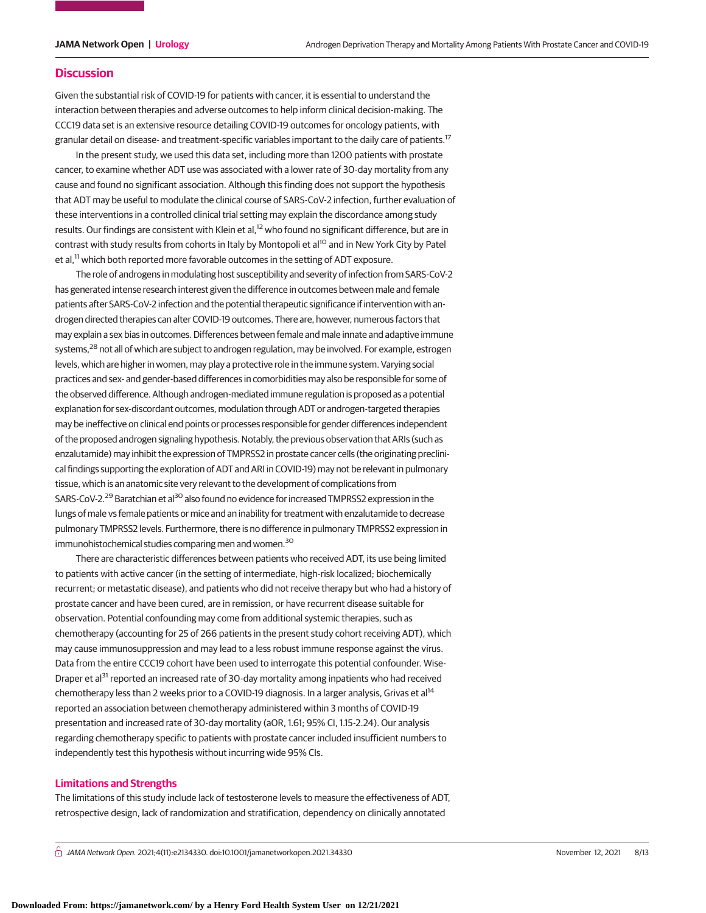## Discussion

Given the substantial risk of COVID-19 for patients with cancer, it is essential to understand the interaction between therapies and adverse outcomes to help inform clinical decision-making. The CCC19 data set is an extensive resource detailing COVID-19 outcomes for oncology patients, with granular detail on disease- and treatment-specific variables important to the daily care of patients.[17]

In the present study, we used this data set, including more than 1200 patients with prostate cancer, to examine whether ADT use was associated with a lower rate of 30-day mortality from any cause and found no significant association. Although this finding does not support the hypothesis that ADT may be useful to modulate the clinical course of SARS-CoV-2 infection, further evaluation of these interventions in a controlled clinical trial setting may explain the discordance among study results. Our findings are consistent with Klein et al,[12] who found no significant difference, but are in contrast with study results from cohorts in Italy by Montopoli et al[10] and in New York City by Patel et al,[11] which both reported more favorable outcomes in the setting of ADT exposure.

The role of androgens in modulating host susceptibility and severity of infection from SARS-CoV-2 has generated intense research interest given the difference in outcomes between male and female patients after SARS-CoV-2 infection and the potential therapeutic significance if intervention with androgen directed therapies can alter COVID-19 outcomes. There are, however, numerous factors that may explain a sex bias in outcomes. Differences between female and male innate and adaptive immune systems,[28] not all of which are subject to androgen regulation, may be involved. For example, estrogen levels, which are higher in women, may play a protective role in the immune system. Varying social practices and sex- and gender-based differences in comorbidities may also be responsible for some of the observed difference. Although androgen-mediated immune regulation is proposed as a potential explanation for sex-discordant outcomes, modulation through ADT or androgen-targeted therapies may be ineffective on clinical end points or processes responsible for gender differences independent of the proposed androgen signaling hypothesis. Notably, the previous observation that ARIs (such as enzalutamide) may inhibit the expression of TMPRSS2 in prostate cancer cells (the originating preclinical findings supporting the exploration of ADT and ARI in COVID-19) may not be relevant in pulmonary tissue, which is an anatomic site very relevant to the development of complications from SARS-CoV-2.[29] Baratchian et al[30] also found no evidence for increased TMPRSS2 expression in the lungs of male vs female patients or mice and an inability for treatment with enzalutamide to decrease pulmonary TMPRSS2 levels. Furthermore, there is no difference in pulmonary TMPRSS2 expression in immunohistochemical studies comparing men and women.[30]

There are characteristic differences between patients who received ADT, its use being limited to patients with active cancer (in the setting of intermediate, high-risk localized; biochemically recurrent; or metastatic disease), and patients who did not receive therapy but who had a history of prostate cancer and have been cured, are in remission, or have recurrent disease suitable for observation. Potential confounding may come from additional systemic therapies, such as chemotherapy (accounting for 25 of 266 patients in the present study cohort receiving ADT), which may cause immunosuppression and may lead to a less robust immune response against the virus. Data from the entire CCC19 cohort have been used to interrogate this potential confounder. Wise-Draper et al[31] reported an increased rate of 30-day mortality among inpatients who had received chemotherapy less than 2 weeks prior to a COVID-19 diagnosis. In a larger analysis, Grivas et al[14] reported an association between chemotherapy administered within 3 months of COVID-19 presentation and increased rate of 30-day mortality (aOR, 1.61; 95% CI, 1.15-2.24). Our analysis regarding chemotherapy specific to patients with prostate cancer included insufficient numbers to independently test this hypothesis without incurring wide 95% CIs.

### Limitations and Strengths

The limitations of this study include lack of testosterone levels to measure the effectiveness of ADT, retrospective design, lack of randomization and stratification, dependency on clinically annotated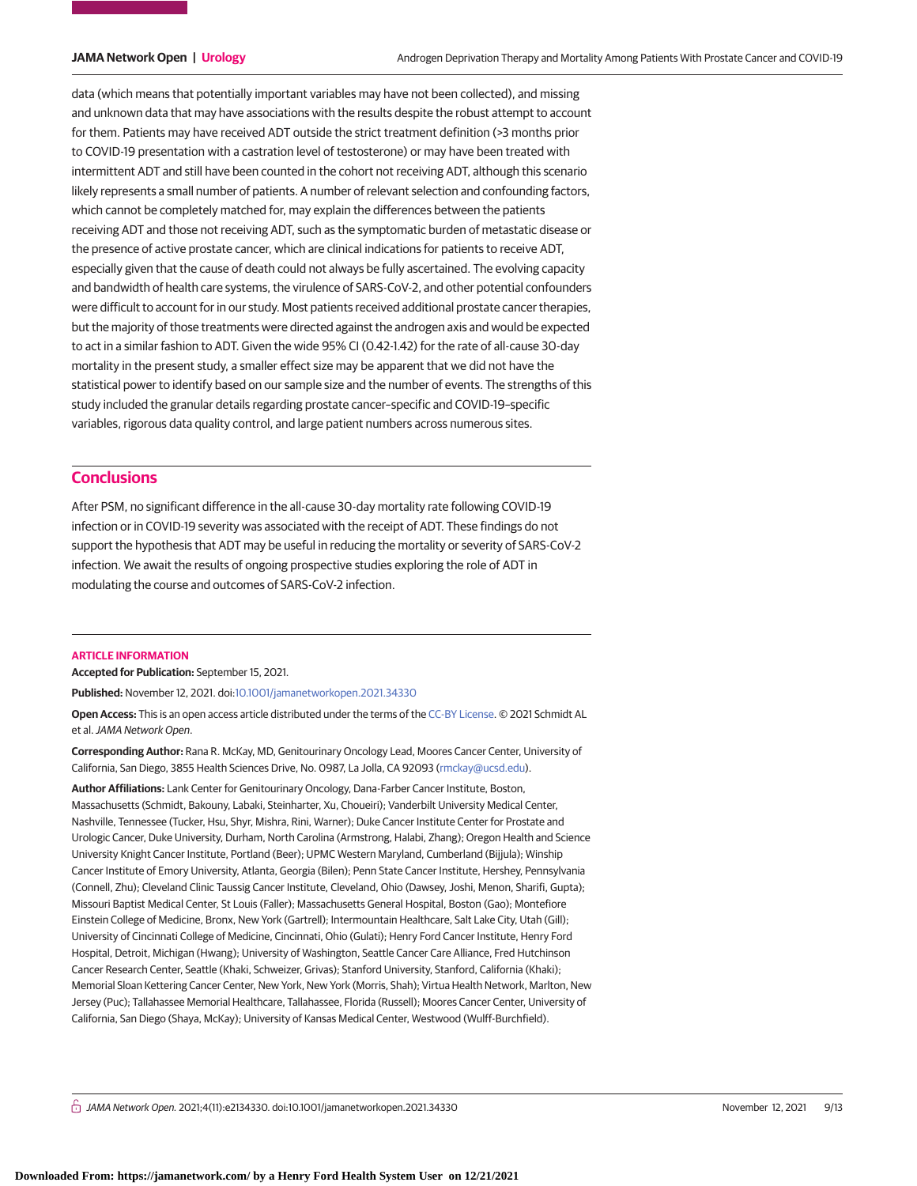data (which means that potentially important variables may have not been collected), and missing and unknown data that may have associations with the results despite the robust attempt to account for them. Patients may have received ADT outside the strict treatment definition (>3 months prior to COVID-19 presentation with a castration level of testosterone) or may have been treated with intermittent ADT and still have been counted in the cohort not receiving ADT, although this scenario likely represents a small number of patients. A number of relevant selection and confounding factors, which cannot be completely matched for, may explain the differences between the patients receiving ADT and those not receiving ADT, such as the symptomatic burden of metastatic disease or the presence of active prostate cancer, which are clinical indications for patients to receive ADT, especially given that the cause of death could not always be fully ascertained. The evolving capacity and bandwidth of health care systems, the virulence of SARS-CoV-2, and other potential confounders were difficult to account for in our study. Most patients received additional prostate cancer therapies, but the majority of those treatments were directed against the androgen axis and would be expected to act in a similar fashion to ADT. Given the wide 95% CI (0.42-1.42) for the rate of all-cause 30-day mortality in the present study, a smaller effect size may be apparent that we did not have the statistical power to identify based on our sample size and the number of events. The strengths of this study included the granular details regarding prostate cancer–specific and COVID-19–specific variables, rigorous data quality control, and large patient numbers across numerous sites.

## Conclusions

After PSM, no significant difference in the all-cause 30-day mortality rate following COVID-19 infection or in COVID-19 severity was associated with the receipt of ADT. These findings do not support the hypothesis that ADT may be useful in reducing the mortality or severity of SARS-CoV-2 infection. We await the results of ongoing prospective studies exploring the role of ADT in modulating the course and outcomes of SARS-CoV-2 infection.

### ARTICLE INFORMATION

**Accepted for Publication:** September 15, 2021.

**Published:** November 12, 2021. doi:10.1001/jamanetworkopen.2021.34330

**Open Access:** This is an open access article distributed under the terms of the CC-BY License. © 2021 Schmidt AL et al. *JAMA Network Open*.

**Corresponding Author:** Rana R. McKay, MD, Genitourinary Oncology Lead, Moores Cancer Center, University of California, San Diego, 3855 Health Sciences Drive, No. 0987, La Jolla, CA 92093 (rmckay@ucsd.edu).

**Author Affiliations:** Lank Center for Genitourinary Oncology, Dana-Farber Cancer Institute, Boston, Massachusetts (Schmidt, Bakouny, Labaki, Steinharter, Xu, Choueiri); Vanderbilt University Medical Center, Nashville, Tennessee (Tucker, Hsu, Shyr, Mishra, Rini, Warner); Duke Cancer Institute Center for Prostate and Urologic Cancer, Duke University, Durham, North Carolina (Armstrong, Halabi, Zhang); Oregon Health and Science University Knight Cancer Institute, Portland (Beer); UPMC Western Maryland, Cumberland (Bijjula); Winship Cancer Institute of Emory University, Atlanta, Georgia (Bilen); Penn State Cancer Institute, Hershey, Pennsylvania (Connell, Zhu); Cleveland Clinic Taussig Cancer Institute, Cleveland, Ohio (Dawsey, Joshi, Menon, Sharifi, Gupta); Missouri Baptist Medical Center, St Louis (Faller); Massachusetts General Hospital, Boston (Gao); Montefiore Einstein College of Medicine, Bronx, New York (Gartrell); Intermountain Healthcare, Salt Lake City, Utah (Gill); University of Cincinnati College of Medicine, Cincinnati, Ohio (Gulati); Henry Ford Cancer Institute, Henry Ford Hospital, Detroit, Michigan (Hwang); University of Washington, Seattle Cancer Care Alliance, Fred Hutchinson Cancer Research Center, Seattle (Khaki, Schweizer, Grivas); Stanford University, Stanford, California (Khaki); Memorial Sloan Kettering Cancer Center, New York, New York (Morris, Shah); Virtua Health Network, Marlton, New Jersey (Puc); Tallahassee Memorial Healthcare, Tallahassee, Florida (Russell); Moores Cancer Center, University of California, San Diego (Shaya, McKay); University of Kansas Medical Center, Westwood (Wulff-Burchfield).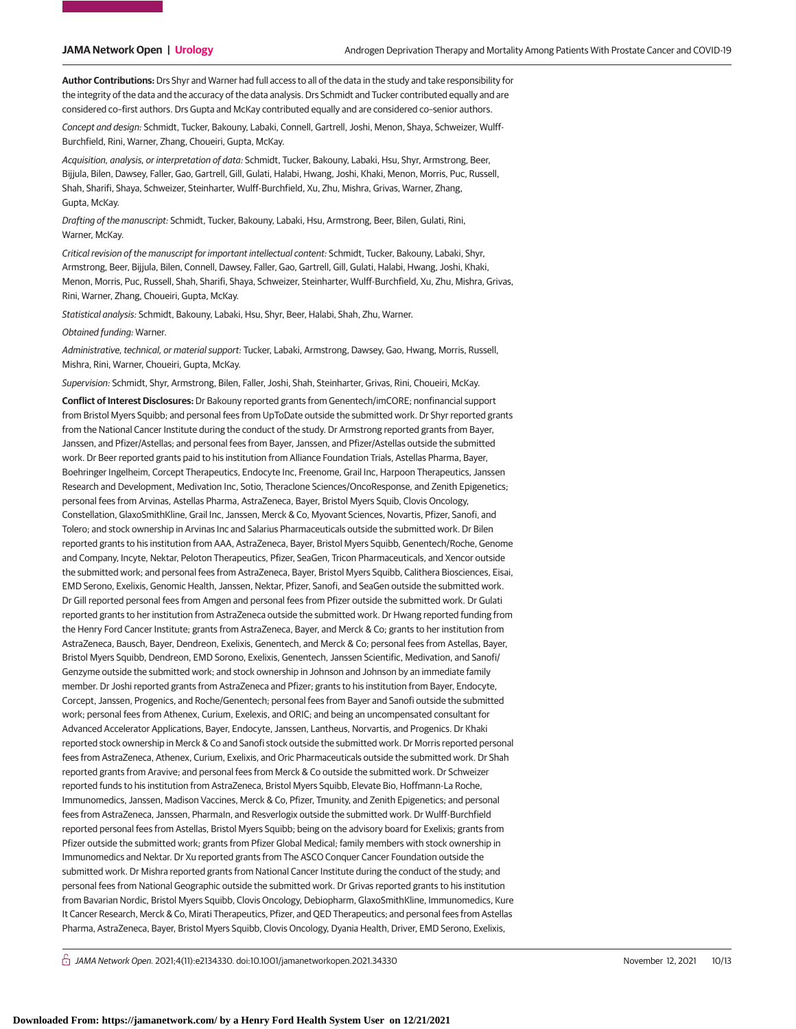**Author Contributions:** Drs Shyr and Warner had full access to all of the data in the study and take responsibility for the integrity of the data and the accuracy of the data analysis. Drs Schmidt and Tucker contributed equally and are considered co–first authors. Drs Gupta and McKay contributed equally and are considered co–senior authors.

*Concept and design:* Schmidt, Tucker, Bakouny, Labaki, Connell, Gartrell, Joshi, Menon, Shaya, Schweizer, Wulff-Burchfield, Rini, Warner, Zhang, Choueiri, Gupta, McKay.

*Acquisition, analysis, or interpretation of data:* Schmidt, Tucker, Bakouny, Labaki, Hsu, Shyr, Armstrong, Beer, Bijjula, Bilen, Dawsey, Faller, Gao, Gartrell, Gill, Gulati, Halabi, Hwang, Joshi, Khaki, Menon, Morris, Puc, Russell, Shah, Sharifi, Shaya, Schweizer, Steinharter, Wulff-Burchfield, Xu, Zhu, Mishra, Grivas, Warner, Zhang, Gupta, McKay.

*Drafting of the manuscript:* Schmidt, Tucker, Bakouny, Labaki, Hsu, Armstrong, Beer, Bilen, Gulati, Rini, Warner, McKay.

*Critical revision of the manuscript for important intellectual content:* Schmidt, Tucker, Bakouny, Labaki, Shyr, Armstrong, Beer, Bijjula, Bilen, Connell, Dawsey, Faller, Gao, Gartrell, Gill, Gulati, Halabi, Hwang, Joshi, Khaki, Menon, Morris, Puc, Russell, Shah, Sharifi, Shaya, Schweizer, Steinharter, Wulff-Burchfield, Xu, Zhu, Mishra, Grivas, Rini, Warner, Zhang, Choueiri, Gupta, McKay.

*Statistical analysis:* Schmidt, Bakouny, Labaki, Hsu, Shyr, Beer, Halabi, Shah, Zhu, Warner.

*Obtained funding:* Warner.

*Administrative, technical, or material support:* Tucker, Labaki, Armstrong, Dawsey, Gao, Hwang, Morris, Russell, Mishra, Rini, Warner, Choueiri, Gupta, McKay.

*Supervision:* Schmidt, Shyr, Armstrong, Bilen, Faller, Joshi, Shah, Steinharter, Grivas, Rini, Choueiri, McKay.

**Conflict of Interest Disclosures:** Dr Bakouny reported grants from Genentech/imCORE; nonfinancial support from Bristol Myers Squibb; and personal fees from UpToDate outside the submitted work. Dr Shyr reported grants from the National Cancer Institute during the conduct of the study. Dr Armstrong reported grants from Bayer, Janssen, and Pfizer/Astellas; and personal fees from Bayer, Janssen, and Pfizer/Astellas outside the submitted work. Dr Beer reported grants paid to his institution from Alliance Foundation Trials, Astellas Pharma, Bayer, Boehringer Ingelheim, Corcept Therapeutics, Endocyte Inc, Freenome, Grail Inc, Harpoon Therapeutics, Janssen Research and Development, Medivation Inc, Sotio, Theraclone Sciences/OncoResponse, and Zenith Epigenetics; personal fees from Arvinas, Astellas Pharma, AstraZeneca, Bayer, Bristol Myers Squib, Clovis Oncology, Constellation, GlaxoSmithKline, Grail Inc, Janssen, Merck & Co, Myovant Sciences, Novartis, Pfizer, Sanofi, and Tolero; and stock ownership in Arvinas Inc and Salarius Pharmaceuticals outside the submitted work. Dr Bilen reported grants to his institution from AAA, AstraZeneca, Bayer, Bristol Myers Squibb, Genentech/Roche, Genome and Company, Incyte, Nektar, Peloton Therapeutics, Pfizer, SeaGen, Tricon Pharmaceuticals, and Xencor outside the submitted work; and personal fees from AstraZeneca, Bayer, Bristol Myers Squibb, Calithera Biosciences, Eisai, EMD Serono, Exelixis, Genomic Health, Janssen, Nektar, Pfizer, Sanofi, and SeaGen outside the submitted work. Dr Gill reported personal fees from Amgen and personal fees from Pfizer outside the submitted work. Dr Gulati reported grants to her institution from AstraZeneca outside the submitted work. Dr Hwang reported funding from the Henry Ford Cancer Institute; grants from AstraZeneca, Bayer, and Merck & Co; grants to her institution from AstraZeneca, Bausch, Bayer, Dendreon, Exelixis, Genentech, and Merck & Co; personal fees from Astellas, Bayer, Bristol Myers Squibb, Dendreon, EMD Sorono, Exelixis, Genentech, Janssen Scientific, Medivation, and Sanofi/Genzyme outside the submitted work; and stock ownership in Johnson and Johnson by an immediate family member. Dr Joshi reported grants from AstraZeneca and Pfizer; grants to his institution from Bayer, Endocyte, Corcept, Janssen, Progenics, and Roche/Genentech; personal fees from Bayer and Sanofi outside the submitted work; personal fees from Athenex, Curium, Exelexis, and ORIC; and being an uncompensated consultant for Advanced Accelerator Applications, Bayer, Endocyte, Janssen, Lantheus, Norvartis, and Progenics. Dr Khaki reported stock ownership in Merck & Co and Sanofi stock outside the submitted work. Dr Morris reported personal fees from AstraZeneca, Athenex, Curium, Exelixis, and Oric Pharmaceuticals outside the submitted work. Dr Shah reported grants from Aravive; and personal fees from Merck & Co outside the submitted work. Dr Schweizer reported funds to his institution from AstraZeneca, Bristol Myers Squibb, Elevate Bio, Hoffmann-La Roche, Immunomedics, Janssen, Madison Vaccines, Merck & Co, Pfizer, Tmunity, and Zenith Epigenetics; and personal fees from AstraZeneca, Janssen, PharmaIn, and Resverlogix outside the submitted work. Dr Wulff-Burchfield reported personal fees from Astellas, Bristol Myers Squibb; being on the advisory board for Exelixis; grants from Pfizer outside the submitted work; grants from Pfizer Global Medical; family members with stock ownership in Immunomedics and Nektar. Dr Xu reported grants from The ASCO Conquer Cancer Foundation outside the submitted work. Dr Mishra reported grants from National Cancer Institute during the conduct of the study; and personal fees from National Geographic outside the submitted work. Dr Grivas reported grants to his institution from Bavarian Nordic, Bristol Myers Squibb, Clovis Oncology, Debiopharm, GlaxoSmithKline, Immunomedics, Kure It Cancer Research, Merck & Co, Mirati Therapeutics, Pfizer, and QED Therapeutics; and personal fees from Astellas Pharma, AstraZeneca, Bayer, Bristol Myers Squibb, Clovis Oncology, Dyania Health, Driver, EMD Serono, Exelixis,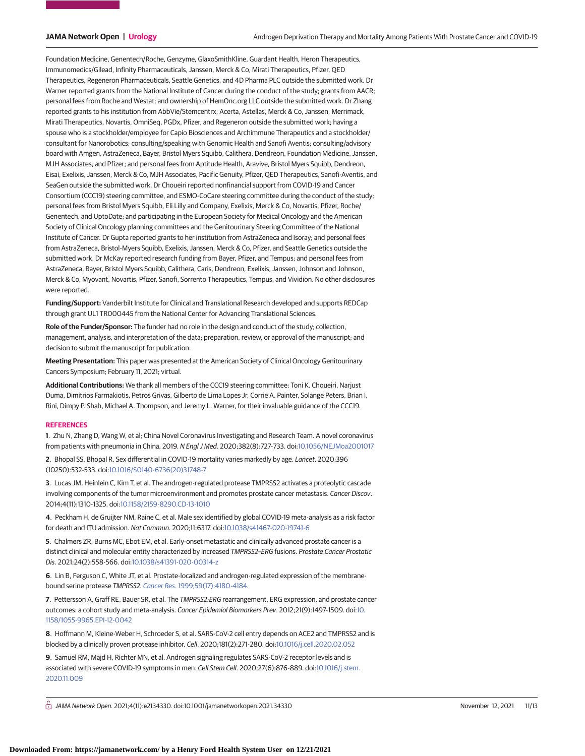Foundation Medicine, Genentech/Roche, Genzyme, GlaxoSmithKline, Guardant Health, Heron Therapeutics, Immunomedics/Gilead, Infinity Pharmaceuticals, Janssen, Merck & Co, Mirati Therapeutics, Pfizer, QED Therapeutics, Regeneron Pharmaceuticals, Seattle Genetics, and 4D Pharma PLC outside the submitted work. Dr Warner reported grants from the National Institute of Cancer during the conduct of the study; grants from AACR; personal fees from Roche and Westat; and ownership of HemOnc.org LLC outside the submitted work. Dr Zhang reported grants to his institution from AbbVie/Stemcentrx, Acerta, Astellas, Merck & Co, Janssen, Merrimack, Mirati Therapeutics, Novartis, OmniSeq, PGDx, Pfizer, and Regeneron outside the submitted work; having a spouse who is a stockholder/employee for Capio Biosciences and Archimmune Therapeutics and a stockholder/consultant for Nanorobotics; consulting/speaking with Genomic Health and Sanofi Aventis; consulting/advisory board with Amgen, AstraZeneca, Bayer, Bristol Myers Squibb, Calithera, Dendreon, Foundation Medicine, Janssen, MJH Associates, and Pfizer; and personal fees from Aptitude Health, Aravive, Bristol Myers Squibb, Dendreon, Eisai, Exelixis, Janssen, Merck & Co, MJH Associates, Pacific Genuity, Pfizer, QED Therapeutics, Sanofi-Aventis, and SeaGen outside the submitted work. Dr Choueiri reported nonfinancial support from COVID-19 and Cancer Consortium (CCC19) steering committee, and ESMO-CoCare steering committee during the conduct of the study; personal fees from Bristol Myers Squibb, Eli Lilly and Company, Exelixis, Merck & Co, Novartis, Pfizer, Roche/Genentech, and UptoDate; and participating in the European Society for Medical Oncology and the American Society of Clinical Oncology planning committees and the Genitourinary Steering Committee of the National Institute of Cancer. Dr Gupta reported grants to her institution from AstraZeneca and Isoray; and personal fees from AstraZeneca, Bristol-Myers Squibb, Exelixis, Janssen, Merck & Co, Pfizer, and Seattle Genetics outside the submitted work. Dr McKay reported research funding from Bayer, Pfizer, and Tempus; and personal fees from AstraZeneca, Bayer, Bristol Myers Squibb, Calithera, Caris, Dendreon, Exelixis, Janssen, Johnson and Johnson, Merck & Co, Myovant, Novartis, Pfizer, Sanofi, Sorrento Therapeutics, Tempus, and Vividion. No other disclosures were reported.

**Funding/Support:** Vanderbilt Institute for Clinical and Translational Research developed and supports REDCap through grant UL1 TR000445 from the National Center for Advancing Translational Sciences.

**Role of the Funder/Sponsor:** The funder had no role in the design and conduct of the study; collection, management, analysis, and interpretation of the data; preparation, review, or approval of the manuscript; and decision to submit the manuscript for publication.

**Meeting Presentation:** This paper was presented at the American Society of Clinical Oncology Genitourinary Cancers Symposium; February 11, 2021; virtual.

**Additional Contributions:** We thank all members of the CCC19 steering committee: Toni K. Choueiri, Narjust Duma, Dimitrios Farmakiotis, Petros Grivas, Gilberto de Lima Lopes Jr, Corrie A. Painter, Solange Peters, Brian I. Rini, Dimpy P. Shah, Michael A. Thompson, and Jeremy L. Warner, for their invaluable guidance of the CCC19.

## REFERENCES

**1**. Zhu N, Zhang D, Wang W, et al; China Novel Coronavirus Investigating and Research Team. A novel coronavirus from patients with pneumonia in China, 2019. *N Engl J Med*. 2020;382(8):727-733. doi:10.1056/NEJMoa2001017

**2**. Bhopal SS, Bhopal R. Sex differential in COVID-19 mortality varies markedly by age. *Lancet*. 2020;396 (10250):532-533. doi:10.1016/S0140-6736(20)31748-7

**3**. Lucas JM, Heinlein C, Kim T, et al. The androgen-regulated protease TMPRSS2 activates a proteolytic cascade involving components of the tumor microenvironment and promotes prostate cancer metastasis. *Cancer Discov*. 2014;4(11):1310-1325. doi:10.1158/2159-8290.CD-13-1010

**4**. Peckham H, de Gruijter NM, Raine C, et al. Male sex identified by global COVID-19 meta-analysis as a risk factor for death and ITU admission. *Nat Commun*. 2020;11:6317. doi:10.1038/s41467-020-19741-6

**5**. Chalmers ZR, Burns MC, Ebot EM, et al. Early-onset metastatic and clinically advanced prostate cancer is a distinct clinical and molecular entity characterized by increased *TMPRSS2–ERG* fusions. *Prostate Cancer Prostatic Dis*. 2021;24(2):558-566. doi:10.1038/s41391-020-00314-z

**6**. Lin B, Ferguson C, White JT, et al. Prostate-localized and androgen-regulated expression of the membrane-bound serine protease *TMPRSS2*. *Cancer Res*. 1999;59(17):4180-4184.

**7**. Pettersson A, Graff RE, Bauer SR, et al. The *TMPRSS2:ERG* rearrangement, ERG expression, and prostate cancer outcomes: a cohort study and meta-analysis. *Cancer Epidemiol Biomarkers Prev*. 2012;21(9):1497-1509. doi:10.1158/1055-9965.EPI-12-0042

**8**. Hoffmann M, Kleine-Weber H, Schroeder S, et al. SARS-CoV-2 cell entry depends on ACE2 and TMPRSS2 and is blocked by a clinically proven protease inhibitor. *Cell*. 2020;181(2):271-280. doi:10.1016/j.cell.2020.02.052

**9**. Samuel RM, Majd H, Richter MN, et al. Androgen signaling regulates SARS-CoV-2 receptor levels and is associated with severe COVID-19 symptoms in men. *Cell Stem Cell*. 2020;27(6):876-889. doi:10.1016/j.stem.2020.11.009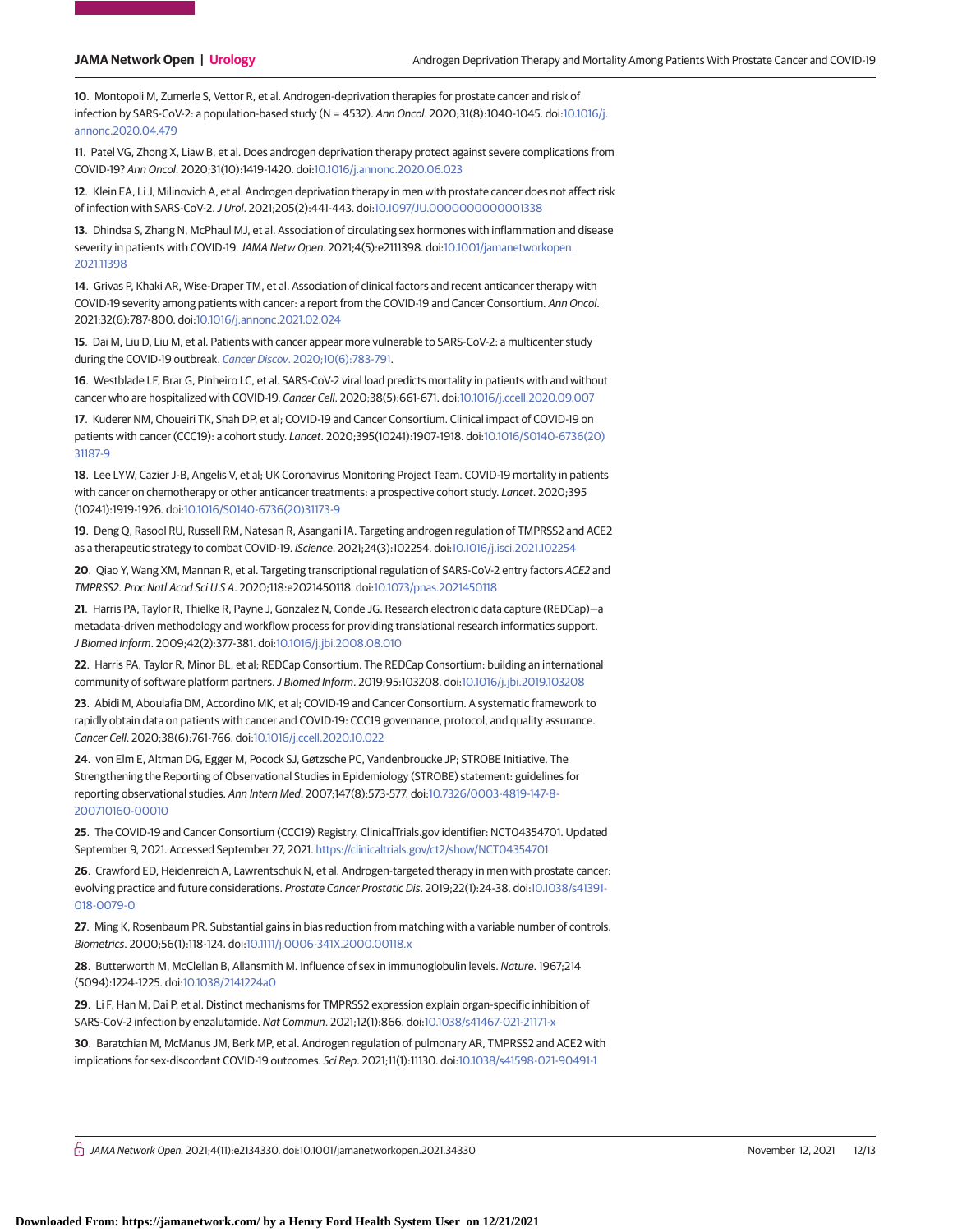10. Montopoli M, Zumerle S, Vettor R, et al. Androgen-deprivation therapies for prostate cancer and risk of infection by SARS-CoV-2: a population-based study (N = 4532). *Ann Oncol*. 2020;31(8):1040-1045. doi:10.1016/j.annonc.2020.04.479

11. Patel VG, Zhong X, Liaw B, et al. Does androgen deprivation therapy protect against severe complications from COVID-19? *Ann Oncol*. 2020;31(10):1419-1420. doi:10.1016/j.annonc.2020.06.023

12. Klein EA, Li J, Milinovich A, et al. Androgen deprivation therapy in men with prostate cancer does not affect risk of infection with SARS-CoV-2. *J Urol*. 2021;205(2):441-443. doi:10.1097/JU.0000000000001338

13. Dhindsa S, Zhang N, McPhaul MJ, et al. Association of circulating sex hormones with inflammation and disease severity in patients with COVID-19. *JAMA Netw Open*. 2021;4(5):e2111398. doi:10.1001/jamanetworkopen.2021.11398

14. Grivas P, Khaki AR, Wise-Draper TM, et al. Association of clinical factors and recent anticancer therapy with COVID-19 severity among patients with cancer: a report from the COVID-19 and Cancer Consortium. *Ann Oncol*. 2021;32(6):787-800. doi:10.1016/j.annonc.2021.02.024

15. Dai M, Liu D, Liu M, et al. Patients with cancer appear more vulnerable to SARS-CoV-2: a multicenter study during the COVID-19 outbreak. *Cancer Discov*. 2020;10(6):783-791.

16. Westblade LF, Brar G, Pinheiro LC, et al. SARS-CoV-2 viral load predicts mortality in patients with and without cancer who are hospitalized with COVID-19. *Cancer Cell*. 2020;38(5):661-671. doi:10.1016/j.ccell.2020.09.007

17. Kuderer NM, Choueiri TK, Shah DP, et al; COVID-19 and Cancer Consortium. Clinical impact of COVID-19 on patients with cancer (CCC19): a cohort study. *Lancet*. 2020;395(10241):1907-1918. doi:10.1016/S0140-6736(20)31187-9

18. Lee LYW, Cazier J-B, Angelis V, et al; UK Coronavirus Monitoring Project Team. COVID-19 mortality in patients with cancer on chemotherapy or other anticancer treatments: a prospective cohort study. *Lancet*. 2020;395(10241):1919-1926. doi:10.1016/S0140-6736(20)31173-9

19. Deng Q, Rasool RU, Russell RM, Natesan R, Asangani IA. Targeting androgen regulation of TMPRSS2 and ACE2 as a therapeutic strategy to combat COVID-19. *iScience*. 2021;24(3):102254. doi:10.1016/j.isci.2021.102254

20. Qiao Y, Wang XM, Mannan R, et al. Targeting transcriptional regulation of SARS-CoV-2 entry factors *ACE2* and *TMPRSS2*. *Proc Natl Acad Sci U S A*. 2020;118:e2021450118. doi:10.1073/pnas.2021450118

21. Harris PA, Taylor R, Thielke R, Payne J, Gonzalez N, Conde JG. Research electronic data capture (REDCap)—a metadata-driven methodology and workflow process for providing translational research informatics support. *J Biomed Inform*. 2009;42(2):377-381. doi:10.1016/j.jbi.2008.08.010

22. Harris PA, Taylor R, Minor BL, et al; REDCap Consortium. The REDCap Consortium: building an international community of software platform partners. *J Biomed Inform*. 2019;95:103208. doi:10.1016/j.jbi.2019.103208

23. Abidi M, Aboulafia DM, Accordino MK, et al; COVID-19 and Cancer Consortium. A systematic framework to rapidly obtain data on patients with cancer and COVID-19: CCC19 governance, protocol, and quality assurance. *Cancer Cell*. 2020;38(6):761-766. doi:10.1016/j.ccell.2020.10.022

24. von Elm E, Altman DG, Egger M, Pocock SJ, Gøtzsche PC, Vandenbroucke JP; STROBE Initiative. The Strengthening the Reporting of Observational Studies in Epidemiology (STROBE) statement: guidelines for reporting observational studies. *Ann Intern Med*. 2007;147(8):573-577. doi:10.7326/0003-4819-147-8-200710160-00010

25. The COVID-19 and Cancer Consortium (CCC19) Registry. ClinicalTrials.gov identifier: NCT04354701. Updated September 9, 2021. Accessed September 27, 2021. https://clinicaltrials.gov/ct2/show/NCT04354701

26. Crawford ED, Heidenreich A, Lawrentschuk N, et al. Androgen-targeted therapy in men with prostate cancer: evolving practice and future considerations. *Prostate Cancer Prostatic Dis*. 2019;22(1):24-38. doi:10.1038/s41391-018-0079-0

27. Ming K, Rosenbaum PR. Substantial gains in bias reduction from matching with a variable number of controls. *Biometrics*. 2000;56(1):118-124. doi:10.1111/j.0006-341X.2000.00118.x

28. Butterworth M, McClellan B, Allansmith M. Influence of sex in immunoglobulin levels. *Nature*. 1967;214(5094):1224-1225. doi:10.1038/2141224a0

29. Li F, Han M, Dai P, et al. Distinct mechanisms for TMPRSS2 expression explain organ-specific inhibition of SARS-CoV-2 infection by enzalutamide. *Nat Commun*. 2021;12(1):866. doi:10.1038/s41467-021-21171-x

30. Baratchian M, McManus JM, Berk MP, et al. Androgen regulation of pulmonary AR, TMPRSS2 and ACE2 with implications for sex-discordant COVID-19 outcomes. *Sci Rep*. 2021;11(1):11130. doi:10.1038/s41598-021-90491-1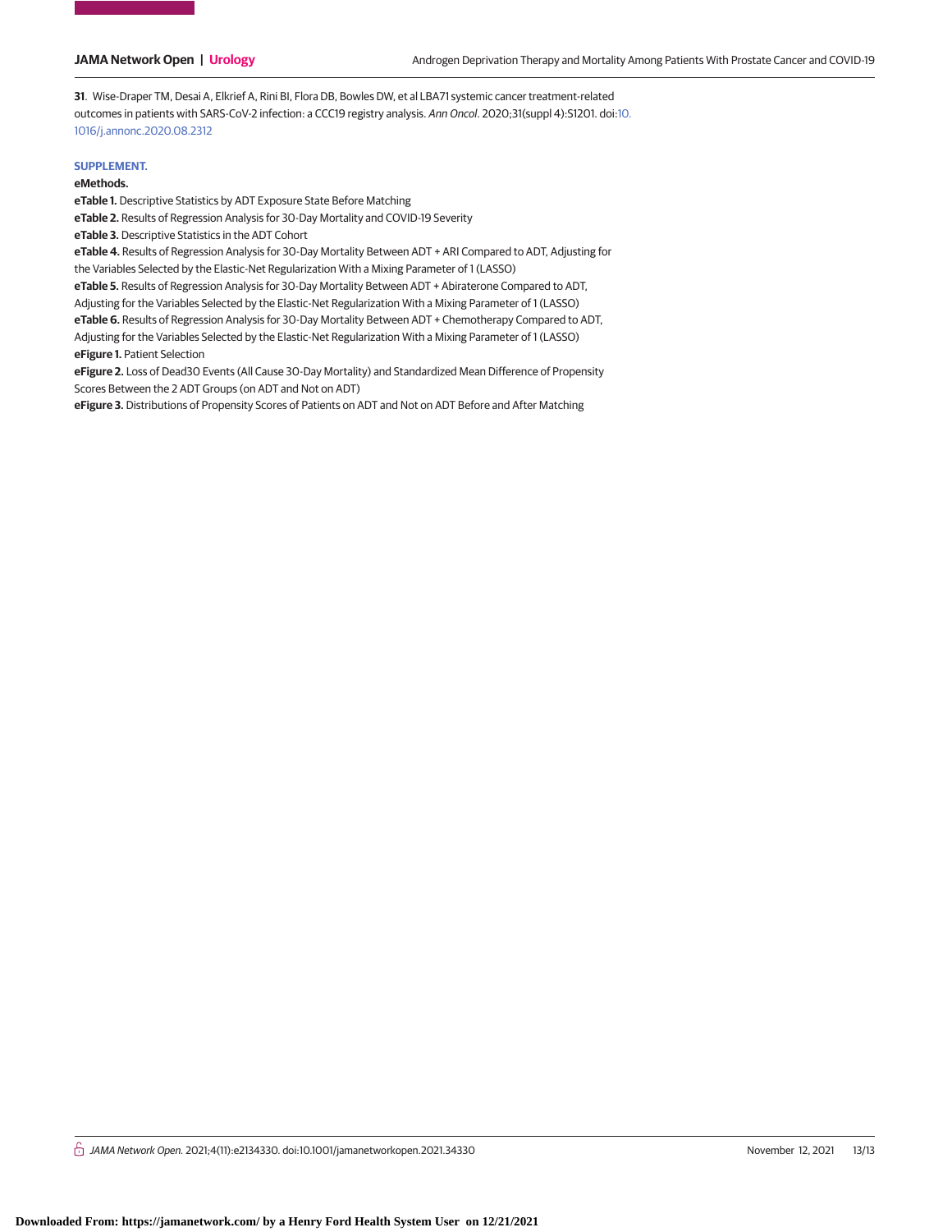31. Wise-Draper TM, Desai A, Elkrief A, Rini BI, Flora DB, Bowles DW, et al LBA71 systemic cancer treatment-related outcomes in patients with SARS-CoV-2 infection: a CCC19 registry analysis. *Ann Oncol*. 2020;31(suppl 4):S1201. doi:10.1016/j.annonc.2020.08.2312

**SUPPLEMENT.**

**eMethods.**

**eTable 1.** Descriptive Statistics by ADT Exposure State Before Matching

**eTable 2.** Results of Regression Analysis for 30-Day Mortality and COVID-19 Severity

**eTable 3.** Descriptive Statistics in the ADT Cohort

**eTable 4.** Results of Regression Analysis for 30-Day Mortality Between ADT + ARI Compared to ADT, Adjusting for the Variables Selected by the Elastic-Net Regularization With a Mixing Parameter of 1 (LASSO)

**eTable 5.** Results of Regression Analysis for 30-Day Mortality Between ADT + Abiraterone Compared to ADT, Adjusting for the Variables Selected by the Elastic-Net Regularization With a Mixing Parameter of 1 (LASSO)

**eTable 6.** Results of Regression Analysis for 30-Day Mortality Between ADT + Chemotherapy Compared to ADT, Adjusting for the Variables Selected by the Elastic-Net Regularization With a Mixing Parameter of 1 (LASSO)

**eFigure 1.** Patient Selection

**eFigure 2.** Loss of Dead30 Events (All Cause 30-Day Mortality) and Standardized Mean Difference of Propensity Scores Between the 2 ADT Groups (on ADT and Not on ADT)

**eFigure 3.** Distributions of Propensity Scores of Patients on ADT and Not on ADT Before and After Matching